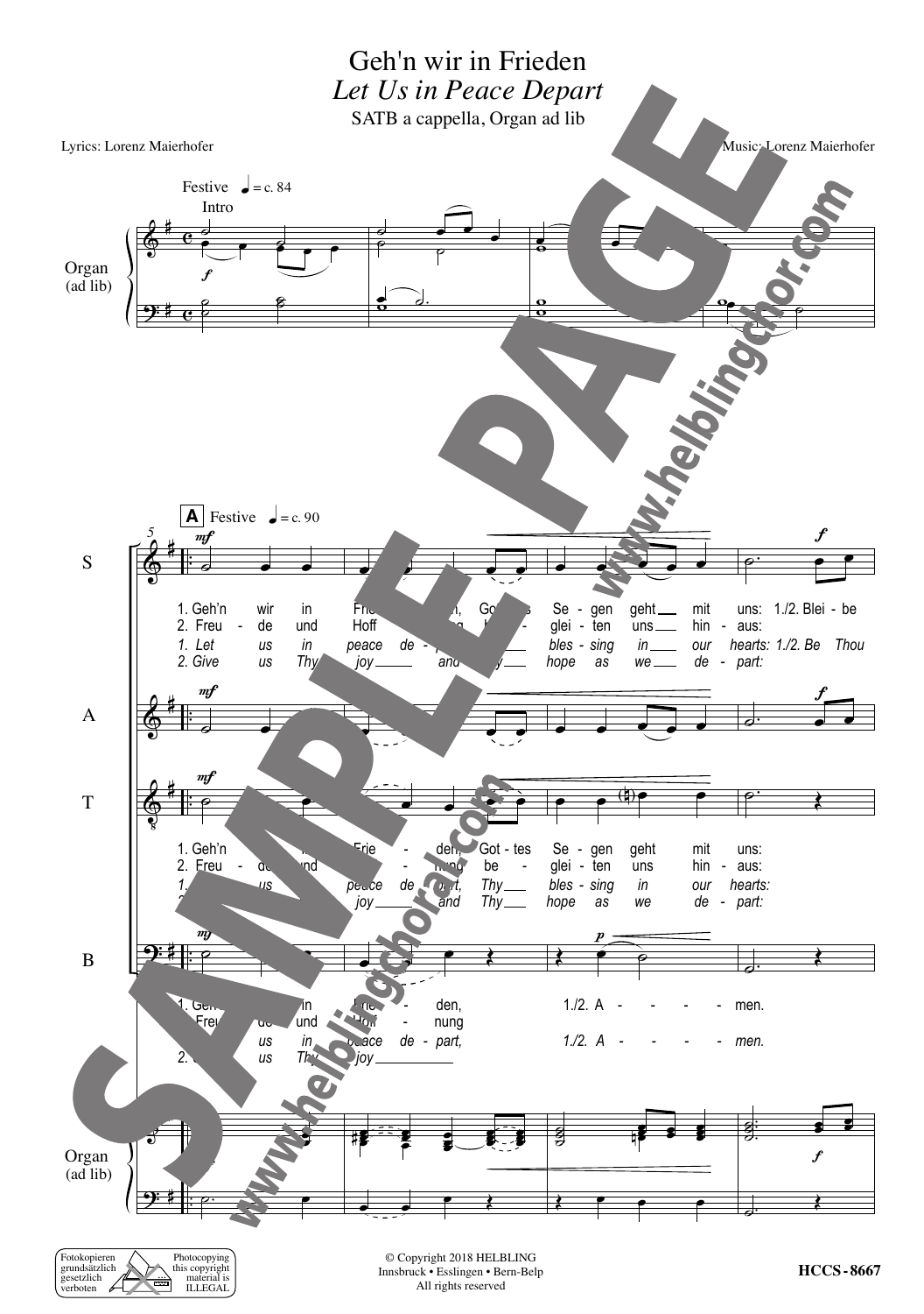# Geh'n wir in Frieden

## *Let Us in Peace Depart*

SATB a cappella, Organ ad lib

Lyrics: Lorenz Maierhofer

Music: Lorenz Maierhofer

Festive ♩ = c. 84

Intro

Organ (ad lib)

**A** Festive ♩ = c. 90

S

1. Geh'n wir in Frie - den, Got - tes Se - gen geht mit uns: 1./2. Blei - be
2. Freu - de und Hoff - nung be - glei - ten uns hin - aus:

*1. Let us in peace de - part, Thy bles - sing in our hearts: 1./2. Be Thou*
*2. Give us Thy joy and Thy hope as we de - part:*

A

T

1. Geh'n wir in Frie - den, Got - tes Se - gen geht mit uns:
2. Freu - de und Hoff - nung be - glei - ten uns hin - aus:

*1. Let us in peace de - part, Thy bles - sing in our hearts:*
*2. Give us Thy joy and Thy hope as we de - part:*

B

1. Geh'n wir in Frie - den, 1./2. A - - - - men.
2. Freu - de und Hoff - nung

*1. Let us in peace de - part, 1./2. A - - - - men.*
*2. Give us Thy joy*

Organ (ad lib)

Fotokopieren grundsätzlich gesetzlich verboten

Photocopying this copyright material is ILLEGAL

© Copyright 2018 HELBLING
Innsbruck • Esslingen • Bern-Belp
All rights reserved

HCCS - 8667

SAMPLE PAGE

www.helblingchoral.com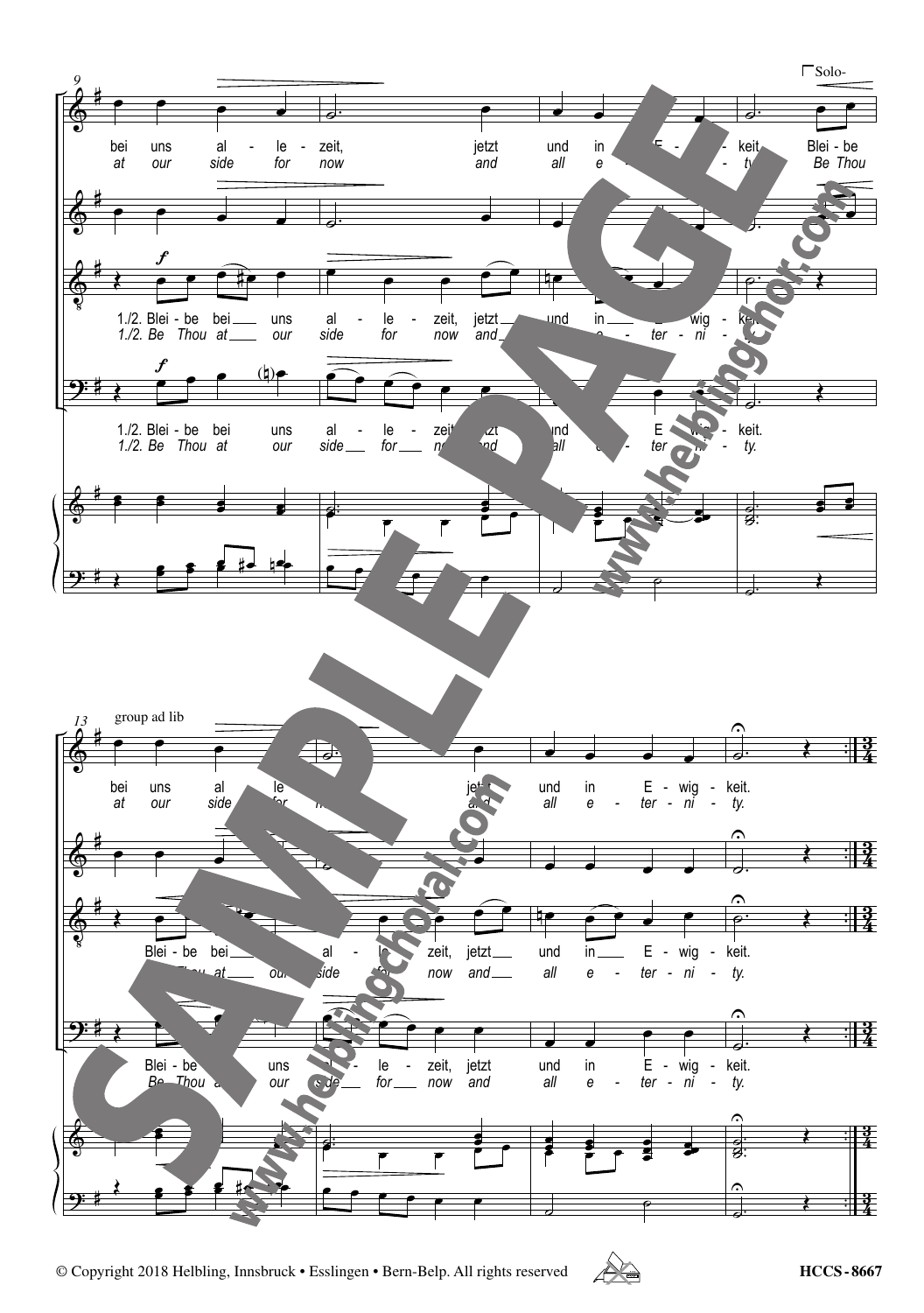Solo-

bei uns al - le - zeit, jetzt und in E - wig - keit. Blei - be
*at our side for now and all e - ter - ni - ty. Be Thou*

1./2. Blei - be bei uns al - le - zeit, jetzt und in E - wig - keit.
*1./2. Be Thou at our side for now and all e - ter - ni - ty.*

1./2. Blei - be bei uns al - le - zeit, jetzt und in E - wig - keit.
*1./2. Be Thou at our side for now and all e - ter - ni - ty.*

group ad lib

bei uns al - le - zeit, jetzt und in E - wig - keit.
*at our side for now and all e - ter - ni - ty.*

Blei - be bei uns al - le - zeit, jetzt und in E - wig - keit.
*Be Thou at our side for now and all e - ter - ni - ty.*

Blei - be bei uns al - le - zeit, jetzt und in E - wig - keit.
*Be Thou at our side for now and all e - ter - ni - ty.*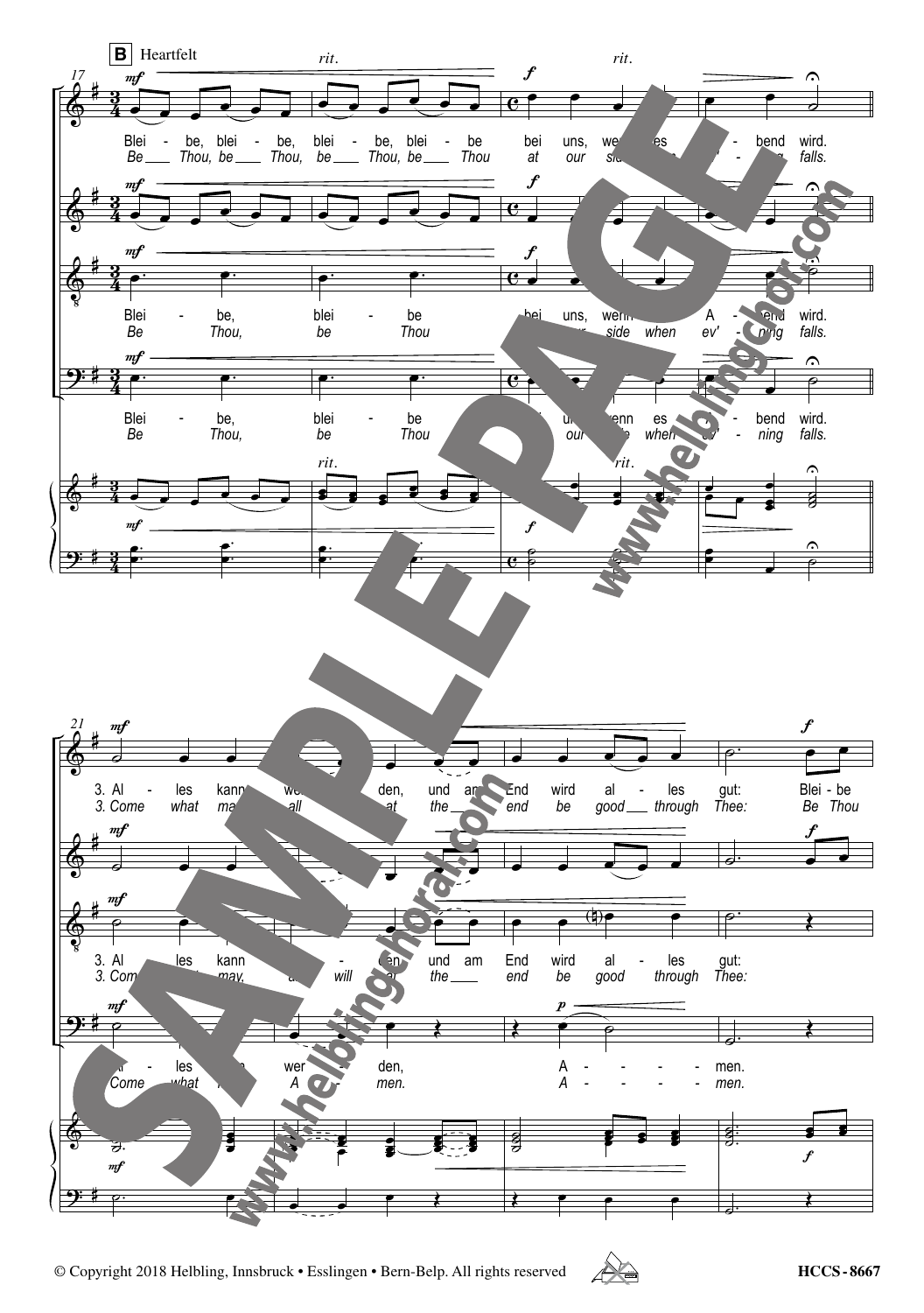**B** Heartfelt

17

Blei - be, blei - be, blei - be, blei - be bei uns, wenn es A - bend wird.

*Be Thou, be Thou, be Thou, be Thou at our side when ev' - ning falls.*

Blei - be, blei - be bei uns, wenn es A - bend wird.

*Be Thou, be Thou at our side when ev' - ning falls.*

Blei - be, blei - be bei uns, wenn es A - bend wird.

*Be Thou, be Thou at our side when ev' - ning falls.*

21

3. Al - les kann wer - den, und am End wird al - les gut: Blei - be

*3. Come what may, all will at the end be good through Thee: Be Thou*

3. Al - les kann wer - den, und am End wird al - les gut:

*3. Come what may, all will at the end be good through Thee:*

Al - les kann wer - den, A - men.

*Come what may, A - men. A - men.*

© Copyright 2018 Helbling, Innsbruck • Esslingen • Bern-Belp. All rights reserved

HCCS-8667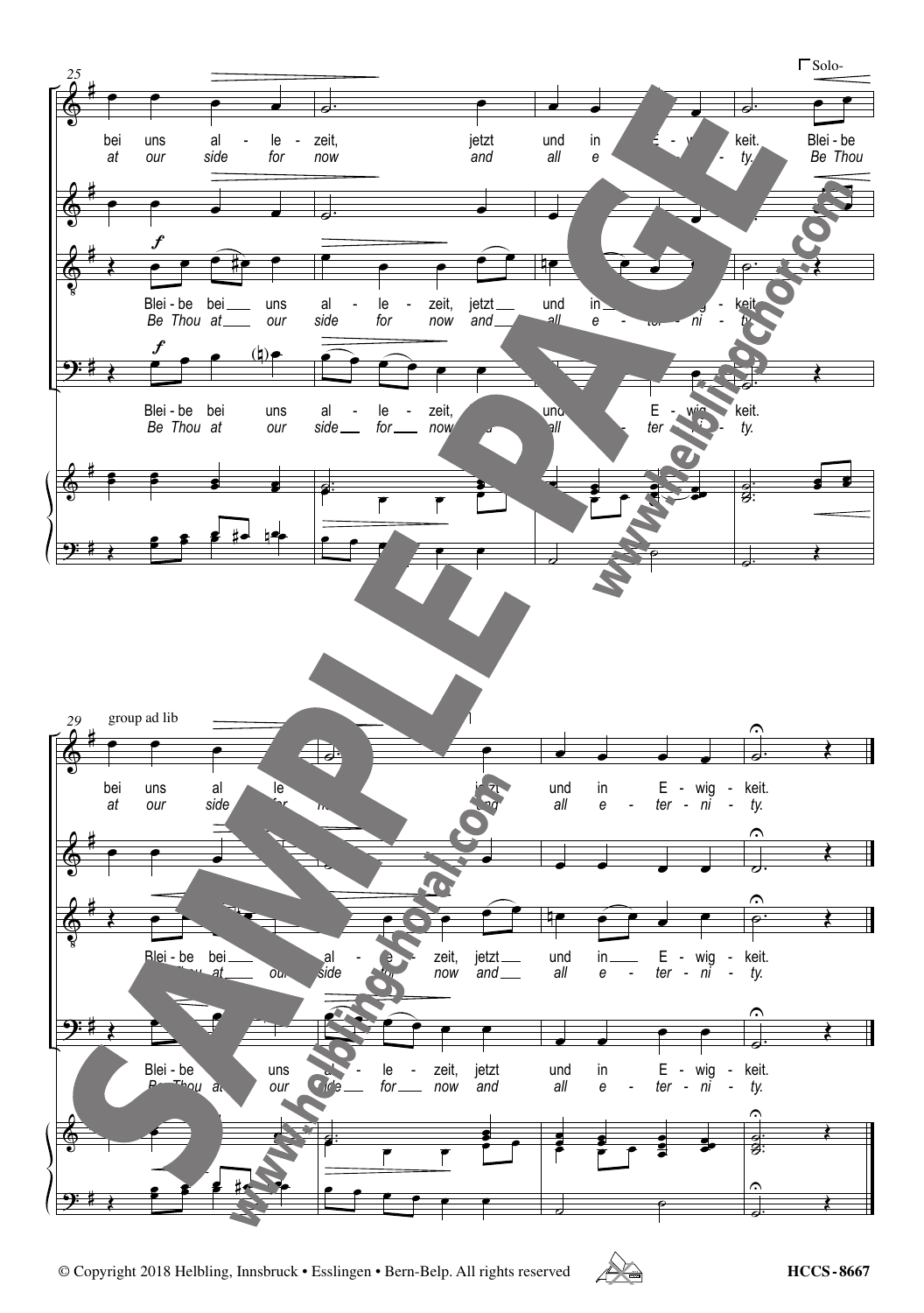Solo-

group ad lib

© Copyright 2018 Helbling, Innsbruck • Esslingen • Bern-Belp. All rights reserved

HCCS-8667